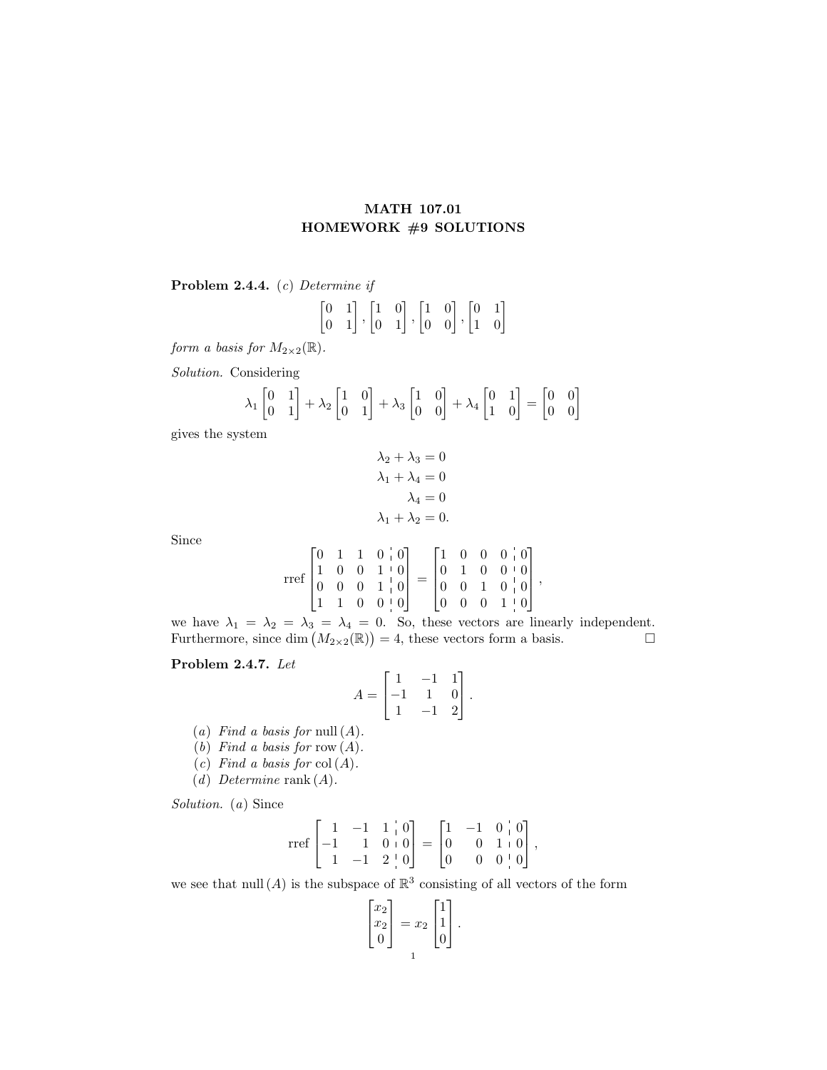# MATH 107.01
# HOMEWORK #9 SOLUTIONS

**Problem 2.4.4.** (*c*) *Determine if*

$$\begin{bmatrix} 0 & 1 \\ 0 & 1 \end{bmatrix}, \begin{bmatrix} 1 & 0 \\ 0 & 1 \end{bmatrix}, \begin{bmatrix} 1 & 0 \\ 0 & 0 \end{bmatrix}, \begin{bmatrix} 0 & 1 \\ 1 & 0 \end{bmatrix}$$

*form a basis for* $M_{2\times 2}(\mathbb{R})$.

*Solution.* Considering

$$\lambda_1 \begin{bmatrix} 0 & 1 \\ 0 & 1 \end{bmatrix} + \lambda_2 \begin{bmatrix} 1 & 0 \\ 0 & 1 \end{bmatrix} + \lambda_3 \begin{bmatrix} 1 & 0 \\ 0 & 0 \end{bmatrix} + \lambda_4 \begin{bmatrix} 0 & 1 \\ 1 & 0 \end{bmatrix} = \begin{bmatrix} 0 & 0 \\ 0 & 0 \end{bmatrix}$$

gives the system

$$\begin{aligned} \lambda_2 + \lambda_3 &= 0 \\ \lambda_1 + \lambda_4 &= 0 \\ \lambda_4 &= 0 \\ \lambda_1 + \lambda_2 &= 0. \end{aligned}$$

Since

$$\operatorname{rref} \left[\begin{array}{cccc|c} 0 & 1 & 1 & 0 & 0 \\ 1 & 0 & 0 & 1 & 0 \\ 0 & 0 & 0 & 1 & 0 \\ 1 & 1 & 0 & 0 & 0 \end{array}\right] = \left[\begin{array}{cccc|c} 1 & 0 & 0 & 0 & 0 \\ 0 & 1 & 0 & 0 & 0 \\ 0 & 0 & 1 & 0 & 0 \\ 0 & 0 & 0 & 1 & 0 \end{array}\right],$$

we have $\lambda_1 = \lambda_2 = \lambda_3 = \lambda_4 = 0$. So, these vectors are linearly independent. Furthermore, since $\dim\big(M_{2\times 2}(\mathbb{R})\big) = 4$, these vectors form a basis. □

**Problem 2.4.7.** *Let*

$$A = \begin{bmatrix} 1 & -1 & 1 \\ -1 & 1 & 0 \\ 1 & -1 & 2 \end{bmatrix}.$$

- (*a*) *Find a basis for* $\operatorname{null}(A)$.
- (*b*) *Find a basis for* $\operatorname{row}(A)$.
- (*c*) *Find a basis for* $\operatorname{col}(A)$.
- (*d*) *Determine* $\operatorname{rank}(A)$.

*Solution.* (*a*) Since

$$\operatorname{rref} \left[\begin{array}{ccc|c} 1 & -1 & 1 & 0 \\ -1 & 1 & 0 & 0 \\ 1 & -1 & 2 & 0 \end{array}\right] = \left[\begin{array}{ccc|c} 1 & -1 & 0 & 0 \\ 0 & 0 & 1 & 0 \\ 0 & 0 & 0 & 0 \end{array}\right],$$

we see that $\operatorname{null}(A)$ is the subspace of $\mathbb{R}^3$ consisting of all vectors of the form

$$\begin{bmatrix} x_2 \\ x_2 \\ 0 \end{bmatrix} = x_2 \begin{bmatrix} 1 \\ 1 \\ 0 \end{bmatrix}.$$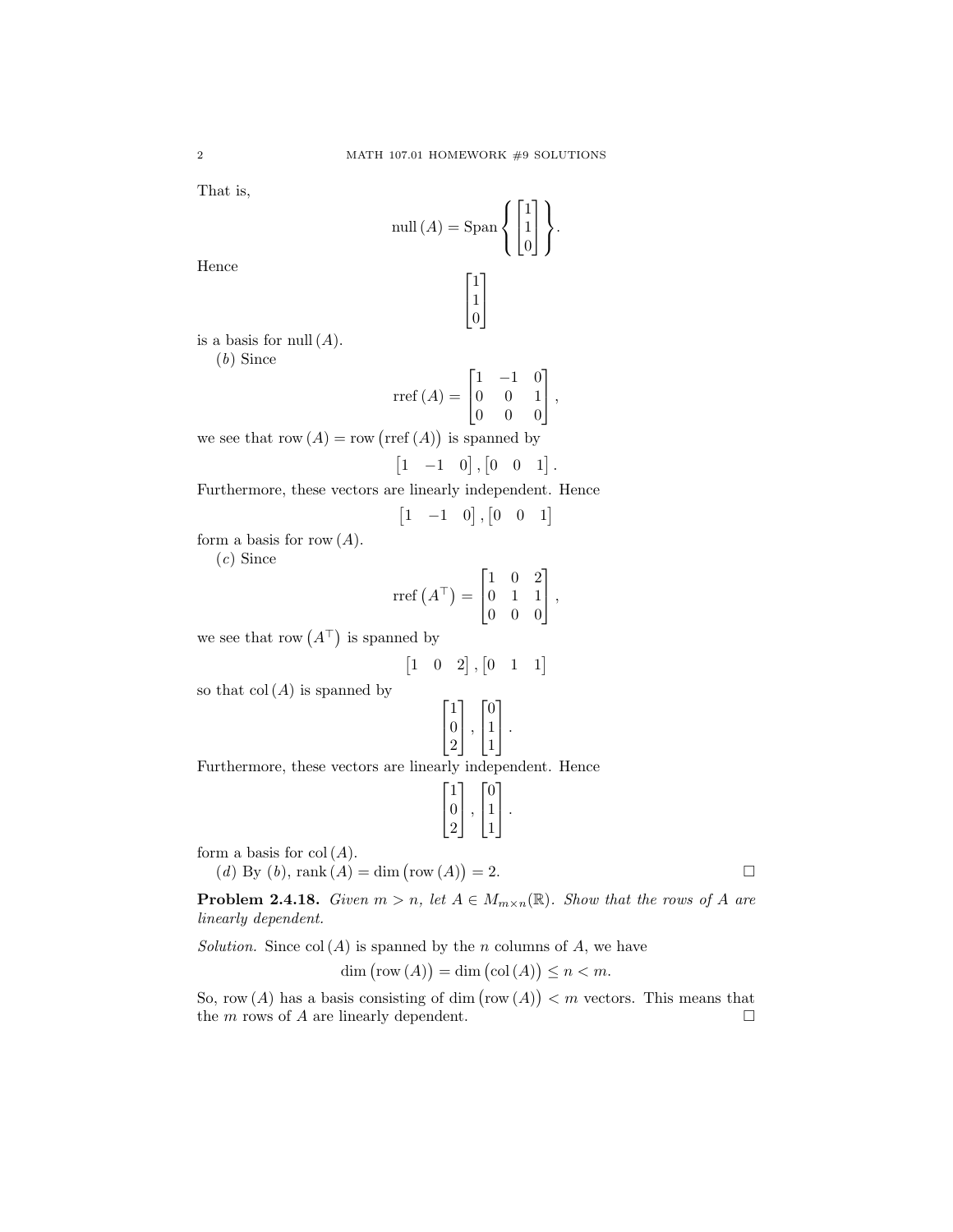That is,

$$\operatorname{null}(A) = \operatorname{Span}\left\{ \begin{bmatrix} 1 \\ 1 \\ 0 \end{bmatrix} \right\}.$$

Hence

$$\begin{bmatrix} 1 \\ 1 \\ 0 \end{bmatrix}$$

is a basis for $\operatorname{null}(A)$.

($b$) Since

$$\operatorname{rref}(A) = \begin{bmatrix} 1 & -1 & 0 \\ 0 & 0 & 1 \\ 0 & 0 & 0 \end{bmatrix},$$

we see that $\operatorname{row}(A) = \operatorname{row}\big(\operatorname{rref}(A)\big)$ is spanned by

$$\begin{bmatrix} 1 & -1 & 0 \end{bmatrix}, \begin{bmatrix} 0 & 0 & 1 \end{bmatrix}.$$

Furthermore, these vectors are linearly independent. Hence

$$\begin{bmatrix} 1 & -1 & 0 \end{bmatrix}, \begin{bmatrix} 0 & 0 & 1 \end{bmatrix}$$

form a basis for $\operatorname{row}(A)$.

($c$) Since

$$\operatorname{rref}\left(A^\top\right) = \begin{bmatrix} 1 & 0 & 2 \\ 0 & 1 & 1 \\ 0 & 0 & 0 \end{bmatrix},$$

we see that $\operatorname{row}\left(A^\top\right)$ is spanned by

$$\begin{bmatrix} 1 & 0 & 2 \end{bmatrix}, \begin{bmatrix} 0 & 1 & 1 \end{bmatrix}$$

so that $\operatorname{col}(A)$ is spanned by

$$\begin{bmatrix} 1 \\ 0 \\ 2 \end{bmatrix}, \begin{bmatrix} 0 \\ 1 \\ 1 \end{bmatrix}.$$

Furthermore, these vectors are linearly independent. Hence

$$\begin{bmatrix} 1 \\ 0 \\ 2 \end{bmatrix}, \begin{bmatrix} 0 \\ 1 \\ 1 \end{bmatrix}.$$

form a basis for $\operatorname{col}(A)$.

($d$) By ($b$), $\operatorname{rank}(A) = \dim\big(\operatorname{row}(A)\big) = 2$. □

**Problem 2.4.18.** *Given $m > n$, let $A \in M_{m\times n}(\mathbb{R})$. Show that the rows of $A$ are linearly dependent.*

*Solution.* Since $\operatorname{col}(A)$ is spanned by the $n$ columns of $A$, we have

$$\dim\big(\operatorname{row}(A)\big) = \dim\big(\operatorname{col}(A)\big) \leq n < m.$$

So, $\operatorname{row}(A)$ has a basis consisting of $\dim\big(\operatorname{row}(A)\big) < m$ vectors. This means that the $m$ rows of $A$ are linearly dependent. □